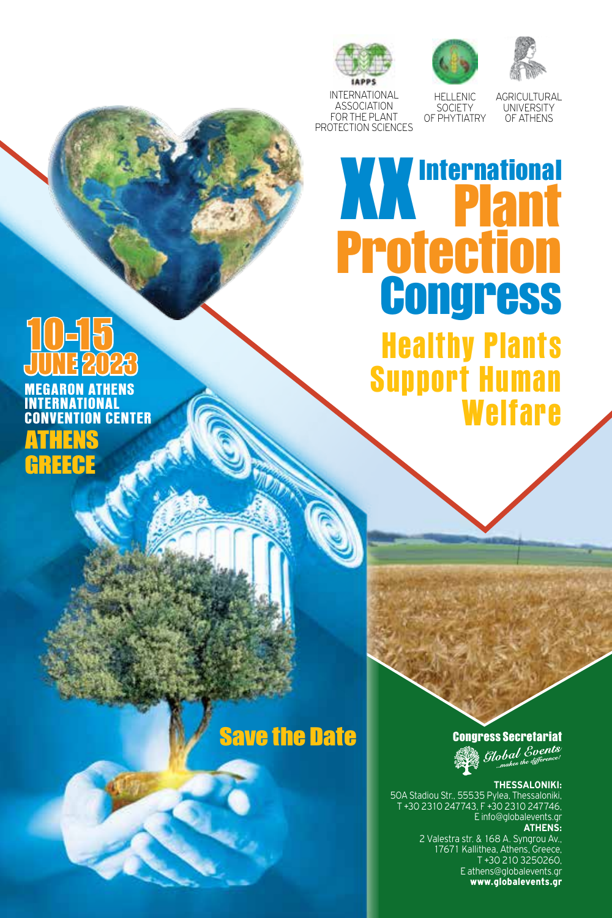INTERNATIONAL ASSOCIATION FOR THE PLANT PROTECTION SCIENCES

HELLENIC SOCIETY OF PHYTIATRY

AGRICULTURAL UNIVERSITY OF ATHENS

# XX International Plant Protection Congress

## Healthy Plants Support Human Welfare

**10-15 JUNE 2023**

**MEGARON ATHENS INTERNATIONAL CONVENTION CENTER**

**ATHENS GREECE**

## Save the Date

**Congress Secretariat**

Global Events ...makes the difference!

**THESSALONIKI:**
50A Stadiou Str., 55535 Pylea, Thessaloniki,
T +30 2310 247743, F +30 2310 247746,
E info@globalevents.gr

**ATHENS:**
2 Valestra str. & 168 A. Syngrou Av.,
17671 Kallithea, Athens, Greece,
T +30 210 3250260,
E athens@globalevents.gr

**www.globalevents.gr**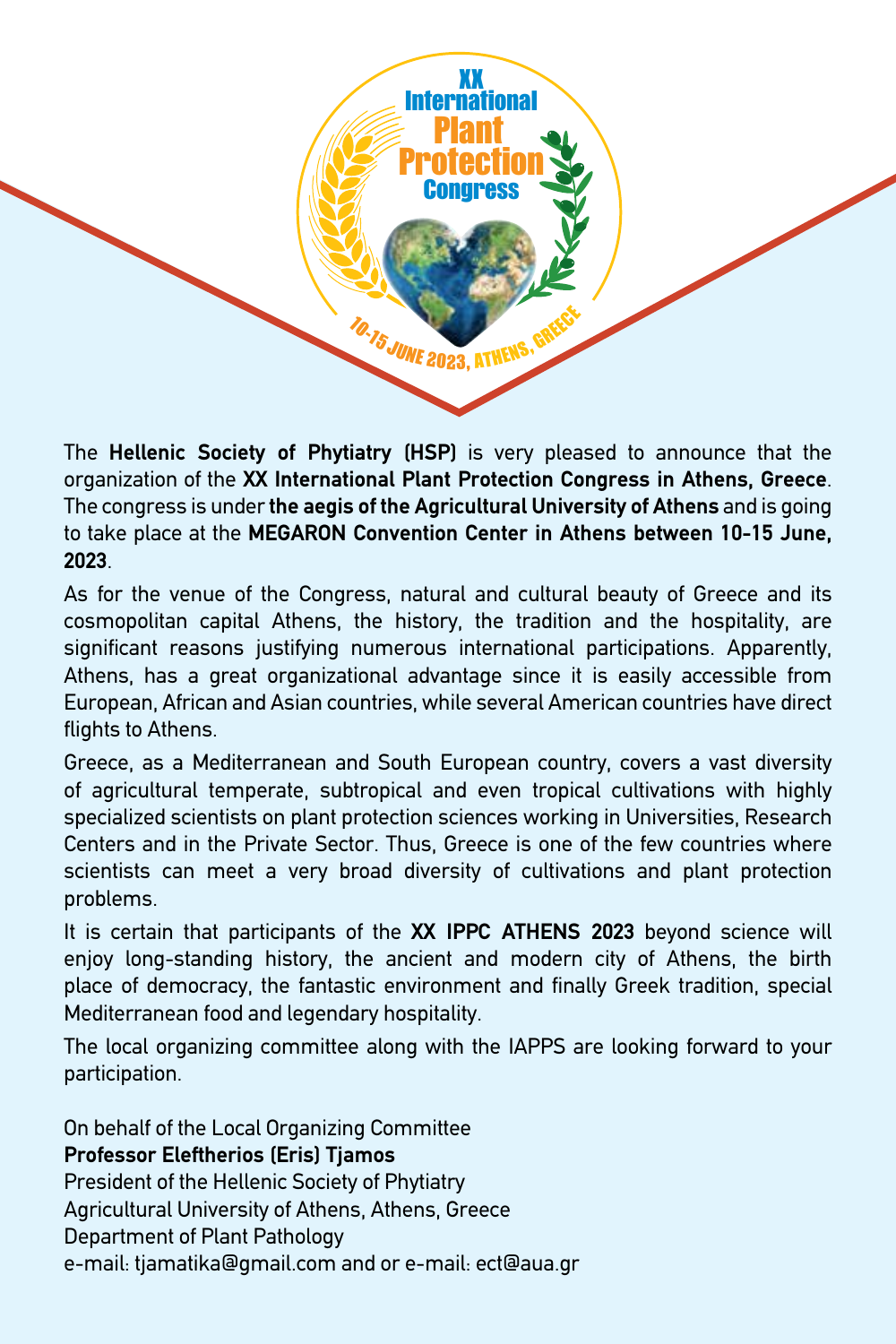XX International Plant Protection Congress

10-15 JUNE 2023, ATHENS, GREECE

The **Hellenic Society of Phytiatry (HSP)** is very pleased to announce that the organization of the **XX International Plant Protection Congress in Athens, Greece**. The congress is under **the aegis of the Agricultural University of Athens** and is going to take place at the **MEGARON Convention Center in Athens between 10-15 June, 2023**.

As for the venue of the Congress, natural and cultural beauty of Greece and its cosmopolitan capital Athens, the history, the tradition and the hospitality, are significant reasons justifying numerous international participations. Apparently, Athens, has a great organizational advantage since it is easily accessible from European, African and Asian countries, while several American countries have direct flights to Athens.

Greece, as a Mediterranean and South European country, covers a vast diversity of agricultural temperate, subtropical and even tropical cultivations with highly specialized scientists on plant protection sciences working in Universities, Research Centers and in the Private Sector. Thus, Greece is one of the few countries where scientists can meet a very broad diversity of cultivations and plant protection problems.

It is certain that participants of the **XX IPPC ATHENS 2023** beyond science will enjoy long-standing history, the ancient and modern city of Athens, the birth place of democracy, the fantastic environment and finally Greek tradition, special Mediterranean food and legendary hospitality.

The local organizing committee along with the IAPPS are looking forward to your participation.

On behalf of the Local Organizing Committee
**Professor Eleftherios (Eris) Tjamos**
President of the Hellenic Society of Phytiatry
Agricultural University of Athens, Athens, Greece
Department of Plant Pathology
e-mail: tjamatika@gmail.com and or e-mail: ect@aua.gr